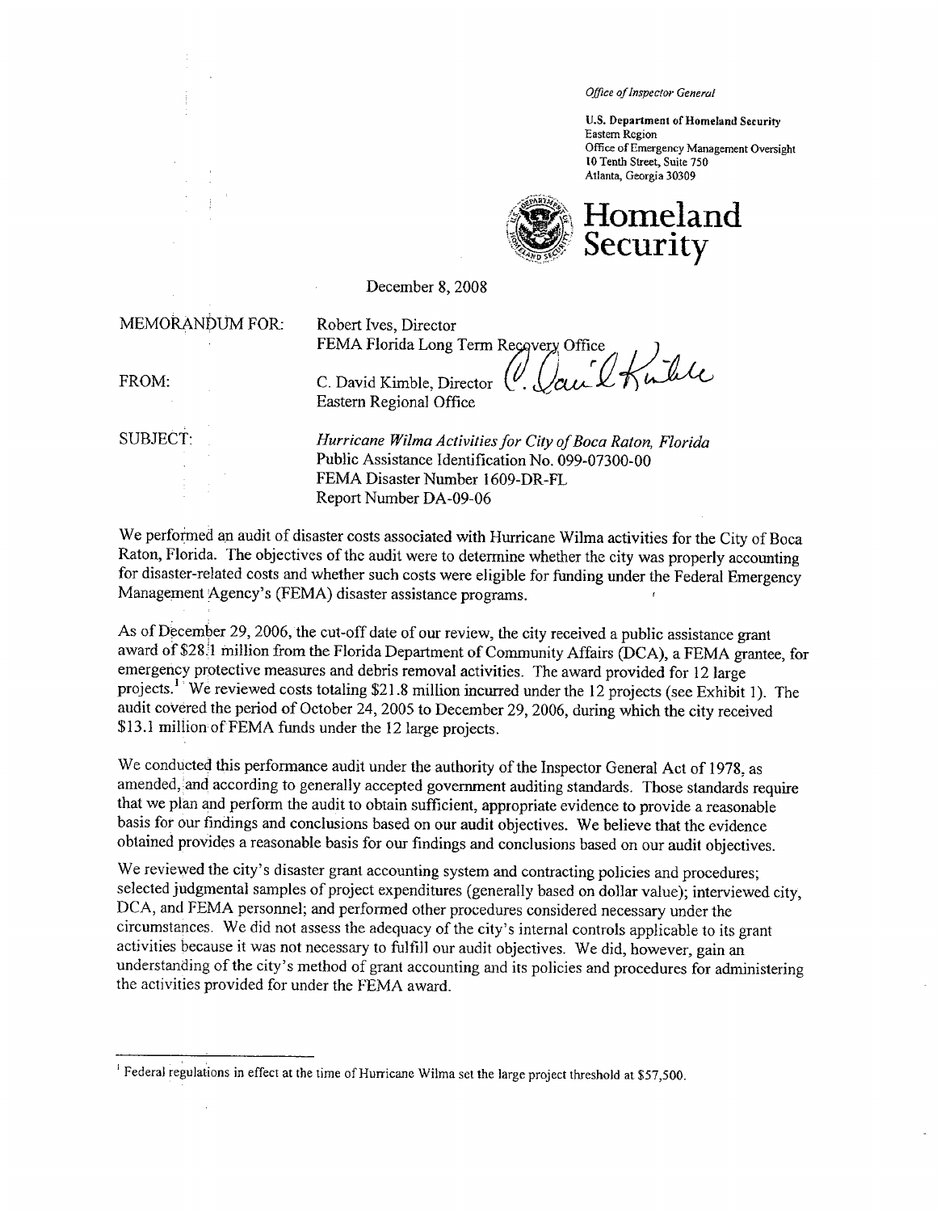*Office of Inspector General*

**U.S. Department of Homeland Security**
Eastern Region
Office of Emergency Management Oversight
10 Tenth Street, Suite 750
Atlanta, Georgia 30309

**Homeland Security**

December 8, 2008

MEMORANDUM FOR: Robert Ives, Director
FEMA Florida Long Term Recovery Office

FROM: C. David Kimble, Director
Eastern Regional Office

SUBJECT: *Hurricane Wilma Activities for City of Boca Raton, Florida*
Public Assistance Identification No. 099-07300-00
FEMA Disaster Number 1609-DR-FL
Report Number DA-09-06

We performed an audit of disaster costs associated with Hurricane Wilma activities for the City of Boca Raton, Florida. The objectives of the audit were to determine whether the city was properly accounting for disaster-related costs and whether such costs were eligible for funding under the Federal Emergency Management Agency's (FEMA) disaster assistance programs.

As of December 29, 2006, the cut-off date of our review, the city received a public assistance grant award of $28.1 million from the Florida Department of Community Affairs (DCA), a FEMA grantee, for emergency protective measures and debris removal activities. The award provided for 12 large projects.[1] We reviewed costs totaling $21.8 million incurred under the 12 projects (see Exhibit 1). The audit covered the period of October 24, 2005 to December 29, 2006, during which the city received $13.1 million of FEMA funds under the 12 large projects.

We conducted this performance audit under the authority of the Inspector General Act of 1978, as amended, and according to generally accepted government auditing standards. Those standards require that we plan and perform the audit to obtain sufficient, appropriate evidence to provide a reasonable basis for our findings and conclusions based on our audit objectives. We believe that the evidence obtained provides a reasonable basis for our findings and conclusions based on our audit objectives.

We reviewed the city's disaster grant accounting system and contracting policies and procedures; selected judgmental samples of project expenditures (generally based on dollar value); interviewed city, DCA, and FEMA personnel; and performed other procedures considered necessary under the circumstances. We did not assess the adequacy of the city's internal controls applicable to its grant activities because it was not necessary to fulfill our audit objectives. We did, however, gain an understanding of the city's method of grant accounting and its policies and procedures for administering the activities provided for under the FEMA award.

---

[1] Federal regulations in effect at the time of Hurricane Wilma set the large project threshold at $57,500.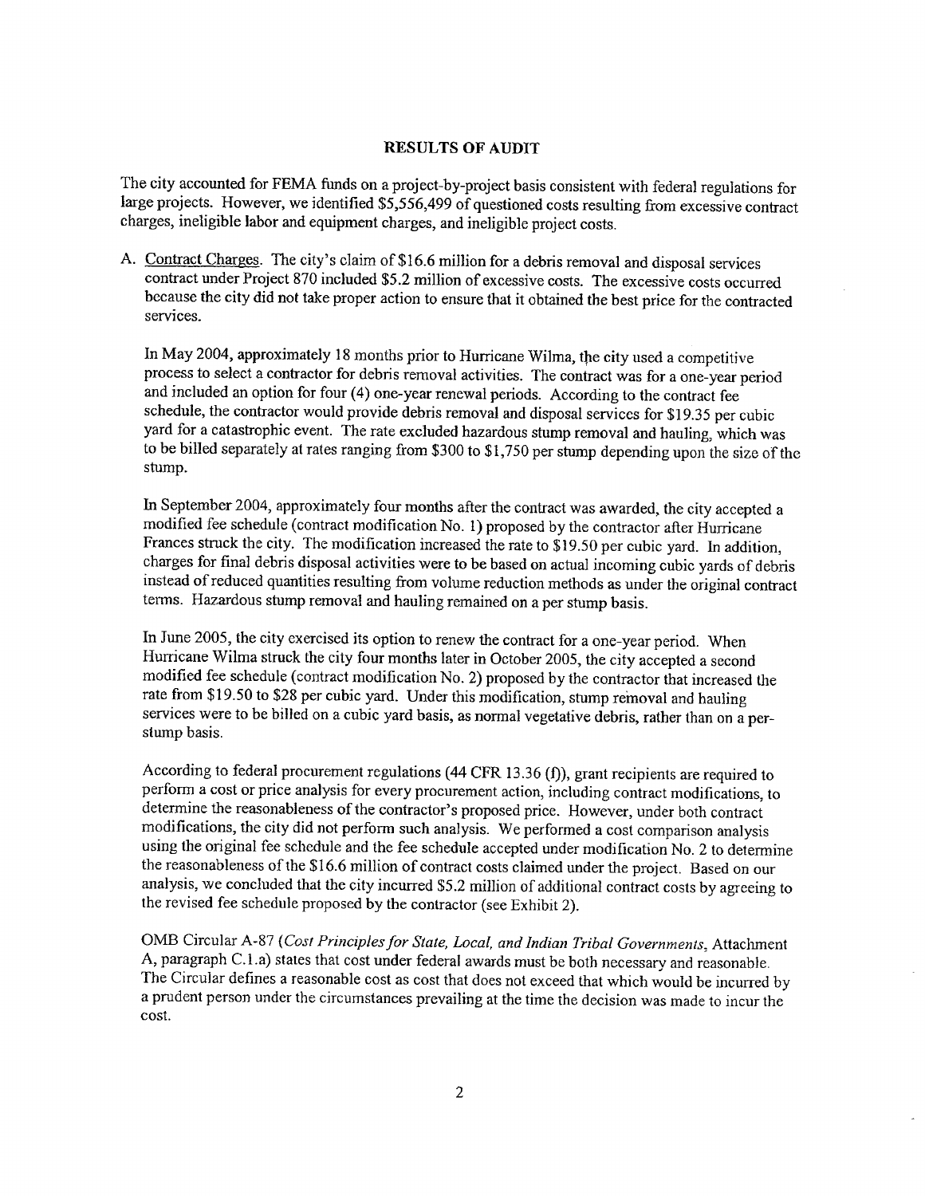## RESULTS OF AUDIT

The city accounted for FEMA funds on a project-by-project basis consistent with federal regulations for large projects. However, we identified $5,556,499 of questioned costs resulting from excessive contract charges, ineligible labor and equipment charges, and ineligible project costs.

A. Contract Charges. The city's claim of $16.6 million for a debris removal and disposal services contract under Project 870 included $5.2 million of excessive costs. The excessive costs occurred because the city did not take proper action to ensure that it obtained the best price for the contracted services.

   In May 2004, approximately 18 months prior to Hurricane Wilma, the city used a competitive process to select a contractor for debris removal activities. The contract was for a one-year period and included an option for four (4) one-year renewal periods. According to the contract fee schedule, the contractor would provide debris removal and disposal services for $19.35 per cubic yard for a catastrophic event. The rate excluded hazardous stump removal and hauling, which was to be billed separately at rates ranging from $300 to $1,750 per stump depending upon the size of the stump.

   In September 2004, approximately four months after the contract was awarded, the city accepted a modified fee schedule (contract modification No. 1) proposed by the contractor after Hurricane Frances struck the city. The modification increased the rate to $19.50 per cubic yard. In addition, charges for final debris disposal activities were to be based on actual incoming cubic yards of debris instead of reduced quantities resulting from volume reduction methods as under the original contract terms. Hazardous stump removal and hauling remained on a per stump basis.

   In June 2005, the city exercised its option to renew the contract for a one-year period. When Hurricane Wilma struck the city four months later in October 2005, the city accepted a second modified fee schedule (contract modification No. 2) proposed by the contractor that increased the rate from $19.50 to $28 per cubic yard. Under this modification, stump removal and hauling services were to be billed on a cubic yard basis, as normal vegetative debris, rather than on a per-stump basis.

   According to federal procurement regulations (44 CFR 13.36 (f)), grant recipients are required to perform a cost or price analysis for every procurement action, including contract modifications, to determine the reasonableness of the contractor's proposed price. However, under both contract modifications, the city did not perform such analysis. We performed a cost comparison analysis using the original fee schedule and the fee schedule accepted under modification No. 2 to determine the reasonableness of the $16.6 million of contract costs claimed under the project. Based on our analysis, we concluded that the city incurred $5.2 million of additional contract costs by agreeing to the revised fee schedule proposed by the contractor (see Exhibit 2).

   OMB Circular A-87 (*Cost Principles for State, Local, and Indian Tribal Governments*, Attachment A, paragraph C.1.a) states that cost under federal awards must be both necessary and reasonable. The Circular defines a reasonable cost as cost that does not exceed that which would be incurred by a prudent person under the circumstances prevailing at the time the decision was made to incur the cost.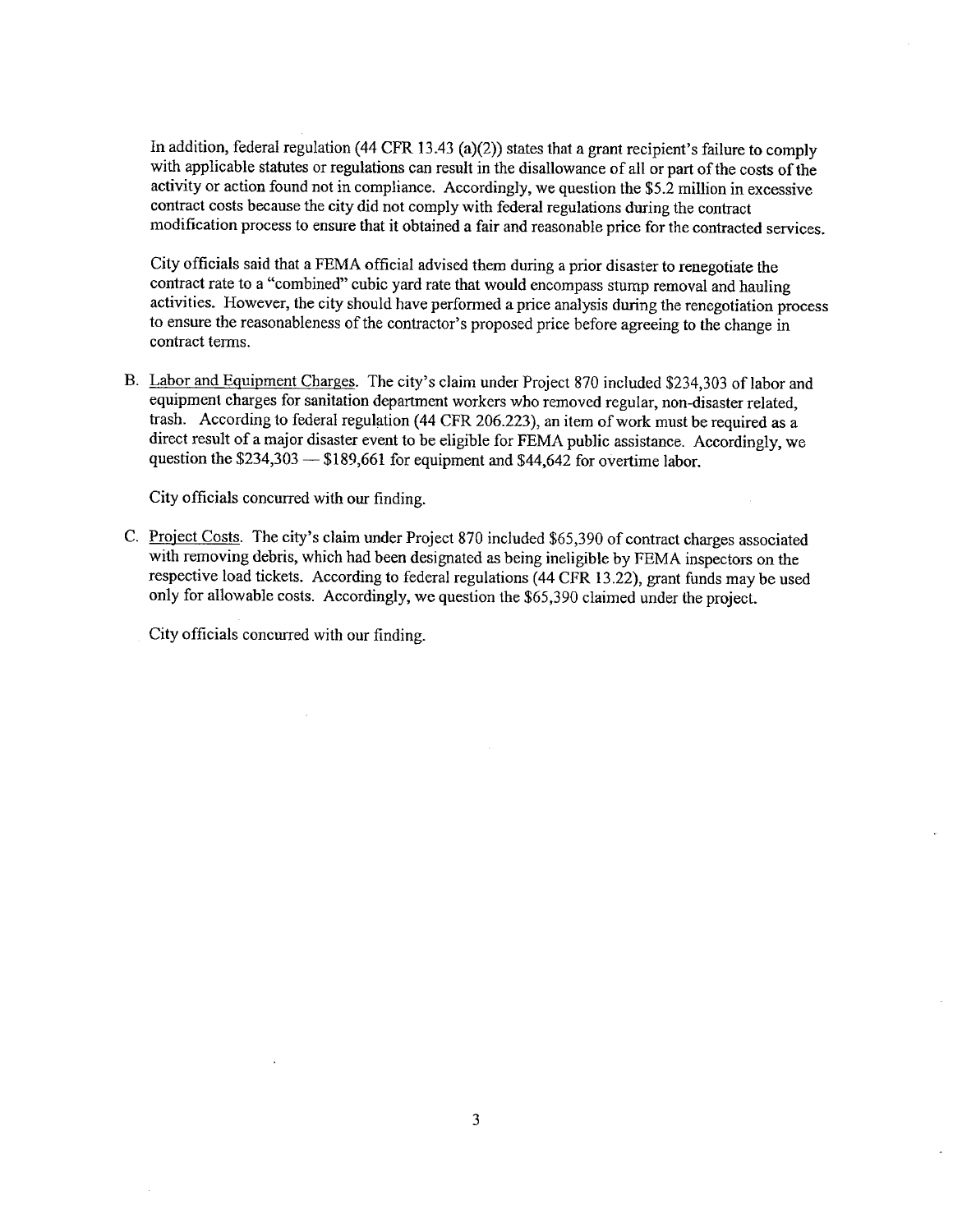In addition, federal regulation (44 CFR 13.43 (a)(2)) states that a grant recipient's failure to comply with applicable statutes or regulations can result in the disallowance of all or part of the costs of the activity or action found not in compliance. Accordingly, we question the $5.2 million in excessive contract costs because the city did not comply with federal regulations during the contract modification process to ensure that it obtained a fair and reasonable price for the contracted services.

City officials said that a FEMA official advised them during a prior disaster to renegotiate the contract rate to a "combined" cubic yard rate that would encompass stump removal and hauling activities. However, the city should have performed a price analysis during the renegotiation process to ensure the reasonableness of the contractor's proposed price before agreeing to the change in contract terms.

B. Labor and Equipment Charges. The city's claim under Project 870 included $234,303 of labor and equipment charges for sanitation department workers who removed regular, non-disaster related, trash. According to federal regulation (44 CFR 206.223), an item of work must be required as a direct result of a major disaster event to be eligible for FEMA public assistance. Accordingly, we question the $234,303 — $189,661 for equipment and $44,642 for overtime labor.

   City officials concurred with our finding.

C. Project Costs. The city's claim under Project 870 included $65,390 of contract charges associated with removing debris, which had been designated as being ineligible by FEMA inspectors on the respective load tickets. According to federal regulations (44 CFR 13.22), grant funds may be used only for allowable costs. Accordingly, we question the $65,390 claimed under the project.

   City officials concurred with our finding.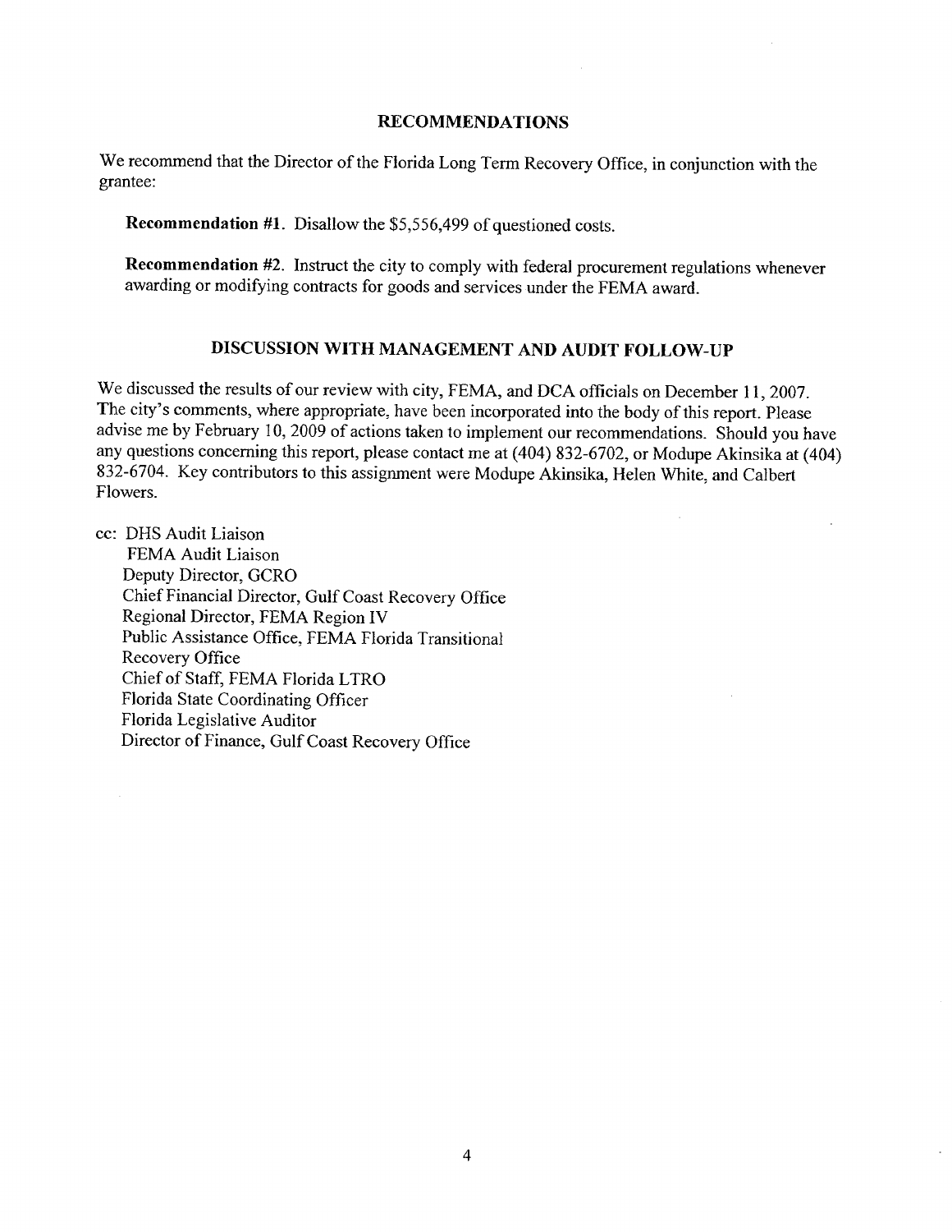## RECOMMENDATIONS

We recommend that the Director of the Florida Long Term Recovery Office, in conjunction with the grantee:

**Recommendation #1.** Disallow the $5,556,499 of questioned costs.

**Recommendation #2.** Instruct the city to comply with federal procurement regulations whenever awarding or modifying contracts for goods and services under the FEMA award.

## DISCUSSION WITH MANAGEMENT AND AUDIT FOLLOW-UP

We discussed the results of our review with city, FEMA, and DCA officials on December 11, 2007. The city's comments, where appropriate, have been incorporated into the body of this report. Please advise me by February 10, 2009 of actions taken to implement our recommendations. Should you have any questions concerning this report, please contact me at (404) 832-6702, or Modupe Akinsika at (404) 832-6704. Key contributors to this assignment were Modupe Akinsika, Helen White, and Calbert Flowers.

cc: DHS Audit Liaison
FEMA Audit Liaison
Deputy Director, GCRO
Chief Financial Director, Gulf Coast Recovery Office
Regional Director, FEMA Region IV
Public Assistance Office, FEMA Florida Transitional Recovery Office
Chief of Staff, FEMA Florida LTRO
Florida State Coordinating Officer
Florida Legislative Auditor
Director of Finance, Gulf Coast Recovery Office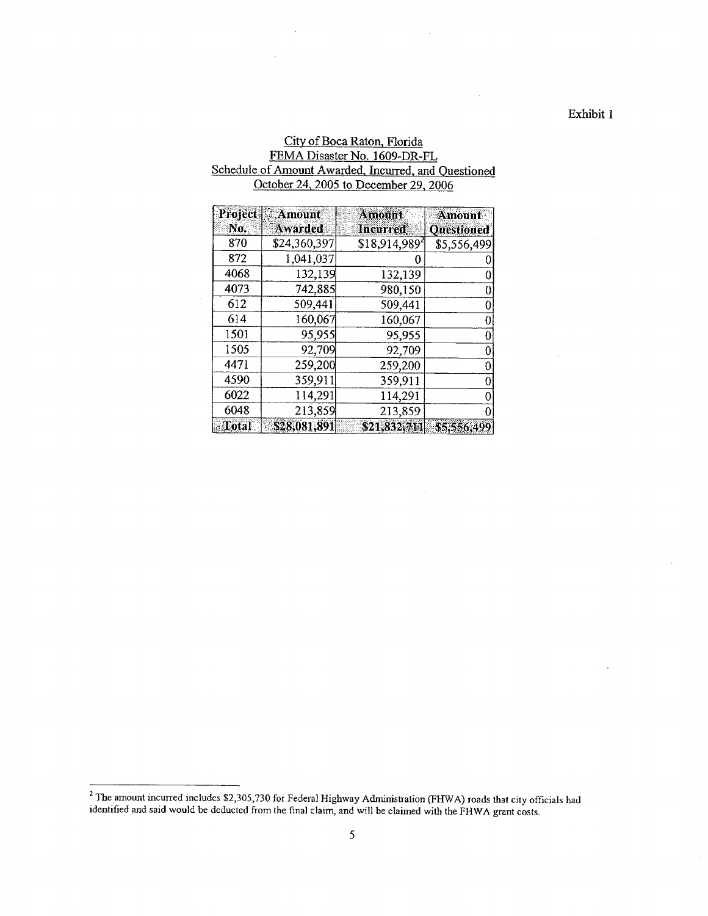Exhibit 1

City of Boca Raton, Florida
FEMA Disaster No. 1609-DR-FL
Schedule of Amount Awarded, Incurred, and Questioned
October 24, 2005 to December 29, 2006

| Project No. | Amount Awarded | Amount Incurred | Amount Questioned |
|---|---|---|---|
| 870 | $24,360,397 | $18,914,989[2] | $5,556,499 |
| 872 | 1,041,037 | 0 | 0 |
| 4068 | 132,139 | 132,139 | 0 |
| 4073 | 742,885 | 980,150 | 0 |
| 612 | 509,441 | 509,441 | 0 |
| 614 | 160,067 | 160,067 | 0 |
| 1501 | 95,955 | 95,955 | 0 |
| 1505 | 92,709 | 92,709 | 0 |
| 4471 | 259,200 | 259,200 | 0 |
| 4590 | 359,911 | 359,911 | 0 |
| 6022 | 114,291 | 114,291 | 0 |
| 6048 | 213,859 | 213,859 | 0 |
| Total | $28,081,891 | $21,832,711 | $5,556,499 |

---

[2] The amount incurred includes $2,305,730 for Federal Highway Administration (FHWA) roads that city officials had identified and said would be deducted from the final claim, and will be claimed with the FHWA grant costs.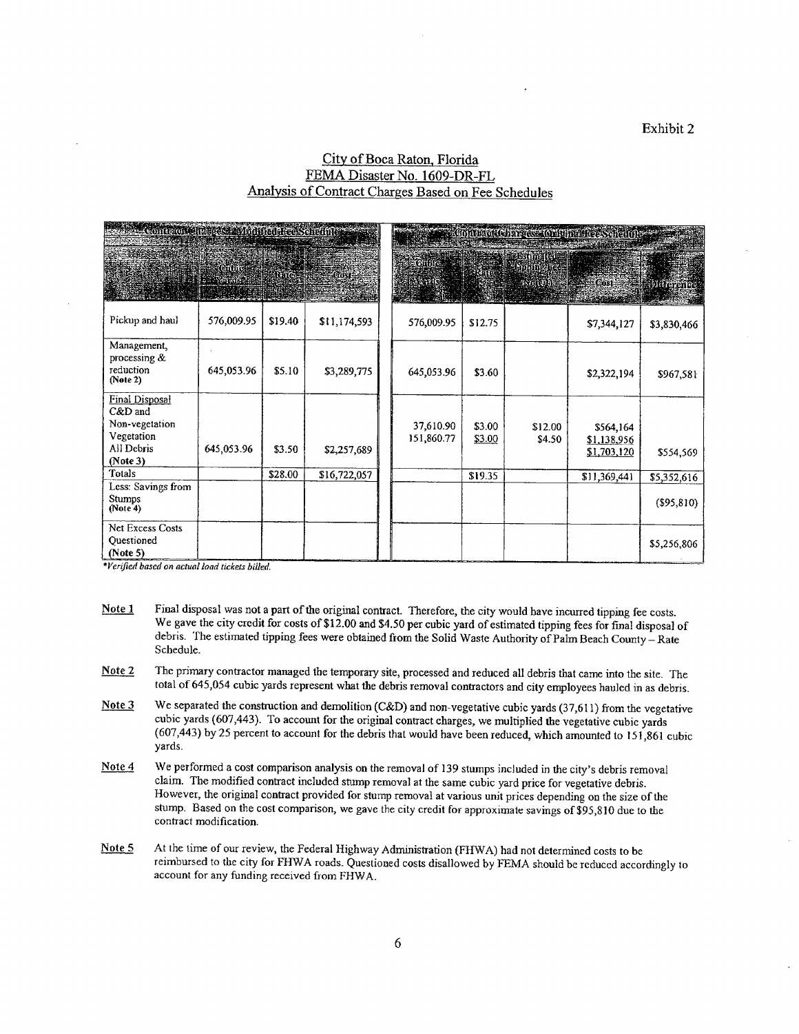Exhibit 2

## City of Boca Raton, Florida
## FEMA Disaster No. 1609-DR-FL
## Analysis of Contract Charges Based on Fee Schedules

| | Contract Charges (Modified Fee Schedule) | | | Contract Charges (Original Fee Schedule) | | | | |
|---|---|---|---|---|---|---|---|---|
| | Cubic Yards* | Rate | Cost | Cubic Yards | Rate | Estimated Tipping Fee (Note 1) | Cost | Difference |
| Pickup and haul | 576,009.95 | $19.40 | $11,174,593 | 576,009.95 | $12.75 | | $7,344,127 | $3,830,466 |
| Management, processing & reduction (Note 2) | 645,053.96 | $5.10 | $3,289,775 | 645,053.96 | $3.60 | | $2,322,194 | $967,581 |
| Final Disposal C&D and Non-vegetation Vegetation All Debris (Note 3) | 645,053.96 | $3.50 | $2,257,689 | 37,610.90<br>151,860.77 | $3.00<br>$3.00 | $12.00<br>$4.50 | $564,164<br>$1,138,956<br>$1,703,120 | $554,569 |
| Totals | | $28.00 | $16,722,057 | | $19.35 | | $11,369,441 | $5,352,616 |
| Less: Savings from Stumps (Note 4) | | | | | | | | ($95,810) |
| Net Excess Costs Questioned (Note 5) | | | | | | | | $5,256,806 |

*\*Verified based on actual load tickets billed.*

**Note 1** Final disposal was not a part of the original contract. Therefore, the city would have incurred tipping fee costs. We gave the city credit for costs of $12.00 and $4.50 per cubic yard of estimated tipping fees for final disposal of debris. The estimated tipping fees were obtained from the Solid Waste Authority of Palm Beach County – Rate Schedule.

**Note 2** The primary contractor managed the temporary site, processed and reduced all debris that came into the site. The total of 645,054 cubic yards represent what the debris removal contractors and city employees hauled in as debris.

**Note 3** We separated the construction and demolition (C&D) and non-vegetative cubic yards (37,611) from the vegetative cubic yards (607,443). To account for the original contract charges, we multiplied the vegetative cubic yards (607,443) by 25 percent to account for the debris that would have been reduced, which amounted to 151,861 cubic yards.

**Note 4** We performed a cost comparison analysis on the removal of 139 stumps included in the city's debris removal claim. The modified contract included stump removal at the same cubic yard price for vegetative debris. However, the original contract provided for stump removal at various unit prices depending on the size of the stump. Based on the cost comparison, we gave the city credit for approximate savings of $95,810 due to the contract modification.

**Note 5** At the time of our review, the Federal Highway Administration (FHWA) had not determined costs to be reimbursed to the city for FHWA roads. Questioned costs disallowed by FEMA should be reduced accordingly to account for any funding received from FHWA.